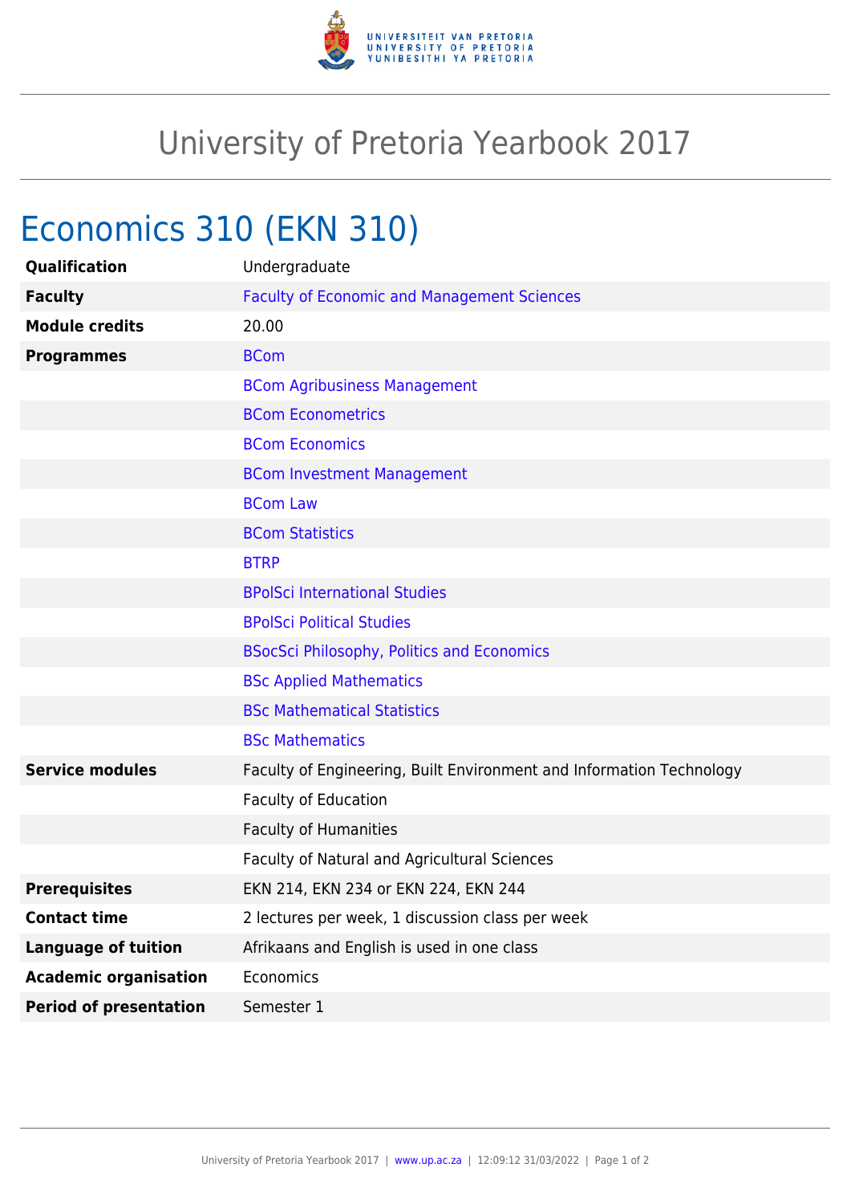# University of Pretoria Yearbook 2017

## Economics 310 (EKN 310)

| | |
|---|---|
| **Qualification** | Undergraduate |
| **Faculty** | Faculty of Economic and Management Sciences |
| **Module credits** | 20.00 |
| **Programmes** | BCom |
| | BCom Agribusiness Management |
| | BCom Econometrics |
| | BCom Economics |
| | BCom Investment Management |
| | BCom Law |
| | BCom Statistics |
| | BTRP |
| | BPolSci International Studies |
| | BPolSci Political Studies |
| | BSocSci Philosophy, Politics and Economics |
| | BSc Applied Mathematics |
| | BSc Mathematical Statistics |
| | BSc Mathematics |
| **Service modules** | Faculty of Engineering, Built Environment and Information Technology |
| | Faculty of Education |
| | Faculty of Humanities |
| | Faculty of Natural and Agricultural Sciences |
| **Prerequisites** | EKN 214, EKN 234 or EKN 224, EKN 244 |
| **Contact time** | 2 lectures per week, 1 discussion class per week |
| **Language of tuition** | Afrikaans and English is used in one class |
| **Academic organisation** | Economics |
| **Period of presentation** | Semester 1 |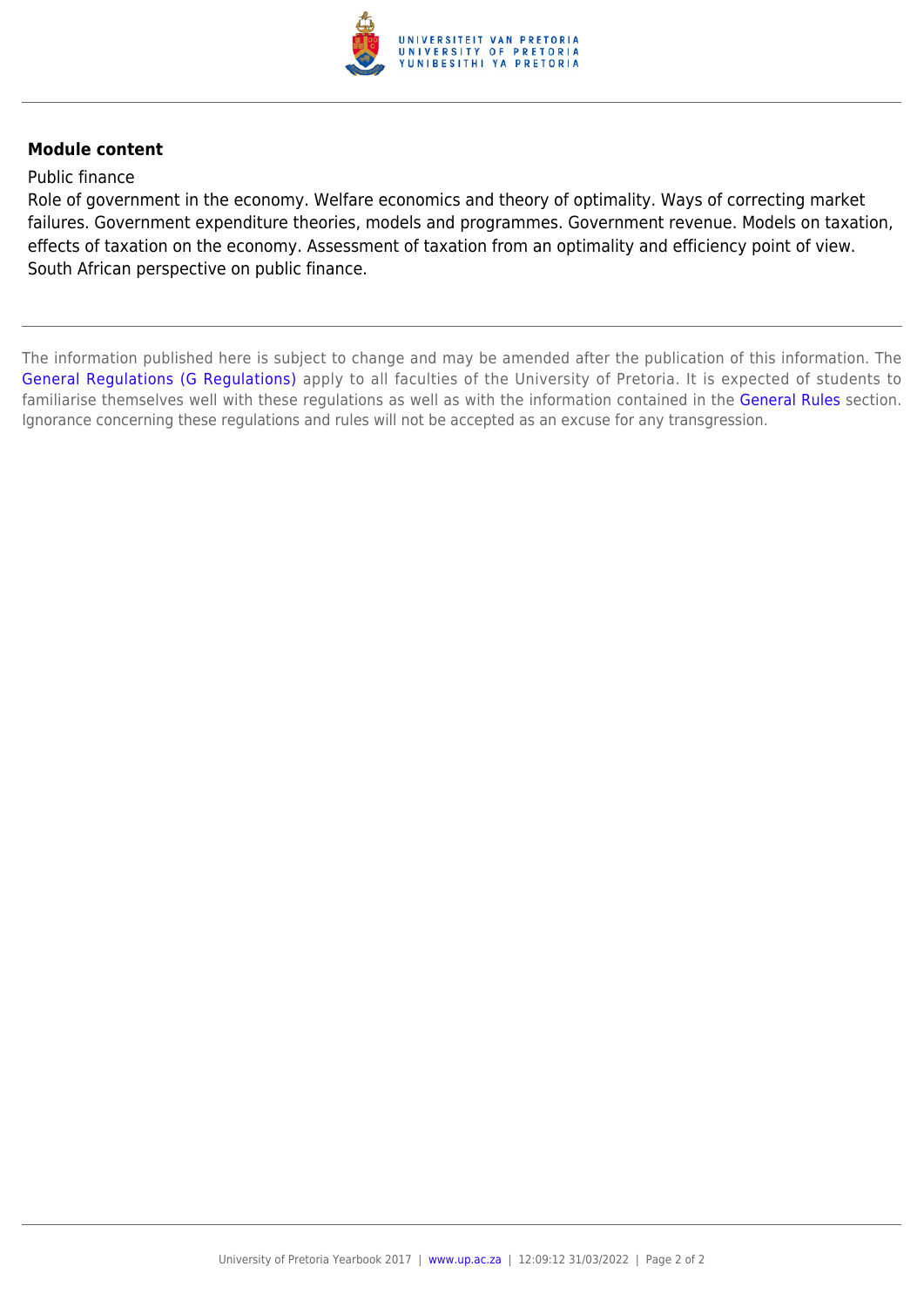**Module content**

Public finance

Role of government in the economy. Welfare economics and theory of optimality. Ways of correcting market failures. Government expenditure theories, models and programmes. Government revenue. Models on taxation, effects of taxation on the economy. Assessment of taxation from an optimality and efficiency point of view. South African perspective on public finance.

The information published here is subject to change and may be amended after the publication of this information. The General Regulations (G Regulations) apply to all faculties of the University of Pretoria. It is expected of students to familiarise themselves well with these regulations as well as with the information contained in the General Rules section. Ignorance concerning these regulations and rules will not be accepted as an excuse for any transgression.